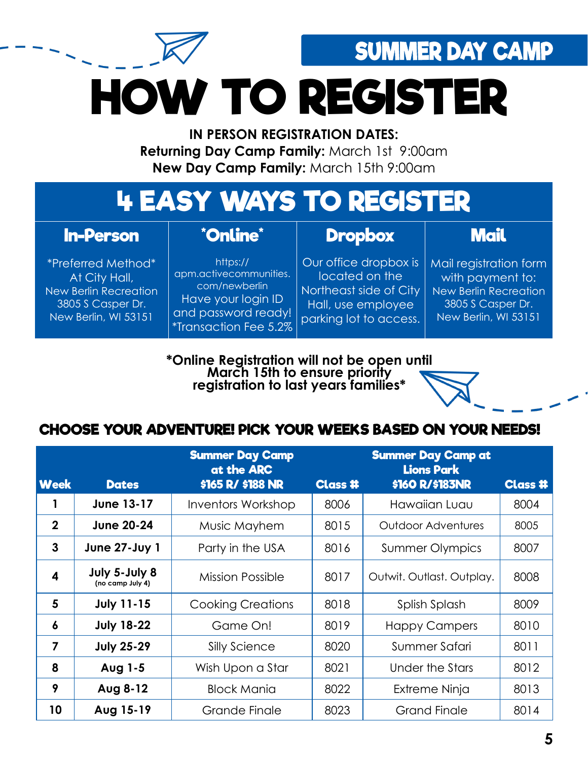## SUMMER DAY CAMP

# HOW TO REGISTER

**IN PERSON REGISTRATION DATES:**
**Returning Day Camp Family:** March 1st 9:00am
**New Day Camp Family:** March 15th 9:00am

## 4 EASY WAYS TO REGISTER

| In-Person | *Online* | Dropbox | Mail |
|---|---|---|---|
| *Preferred Method* At City Hall, New Berlin Recreation 3805 S Casper Dr. New Berlin, WI 53151 | https://apm.activecommunities.com/newberlin Have your login ID and password ready! *Transaction Fee 5.2% | Our office dropbox is located on the Northeast side of City Hall, use employee parking lot to access. | Mail registration form with payment to: New Berlin Recreation 3805 S Casper Dr. New Berlin, WI 53151 |

**\*Online Registration will not be open until March 15th to ensure priority registration to last years families\***

### CHOOSE YOUR ADVENTURE! PICK YOUR WEEKS BASED ON YOUR NEEDS!

| Week | Dates | Summer Day Camp at the ARC $165 R/ $188 NR | Class # | Summer Day Camp at Lions Park $160 R/$183NR | Class # |
|---|---|---|---|---|---|
| 1 | June 13-17 | Inventors Workshop | 8006 | Hawaiian Luau | 8004 |
| 2 | June 20-24 | Music Mayhem | 8015 | Outdoor Adventures | 8005 |
| 3 | June 27-Juy 1 | Party in the USA | 8016 | Summer Olympics | 8007 |
| 4 | July 5-July 8 (no camp July 4) | Mission Possible | 8017 | Outwit. Outlast. Outplay. | 8008 |
| 5 | July 11-15 | Cooking Creations | 8018 | Splish Splash | 8009 |
| 6 | July 18-22 | Game On! | 8019 | Happy Campers | 8010 |
| 7 | July 25-29 | Silly Science | 8020 | Summer Safari | 8011 |
| 8 | Aug 1-5 | Wish Upon a Star | 8021 | Under the Stars | 8012 |
| 9 | Aug 8-12 | Block Mania | 8022 | Extreme Ninja | 8013 |
| 10 | Aug 15-19 | Grande Finale | 8023 | Grand Finale | 8014 |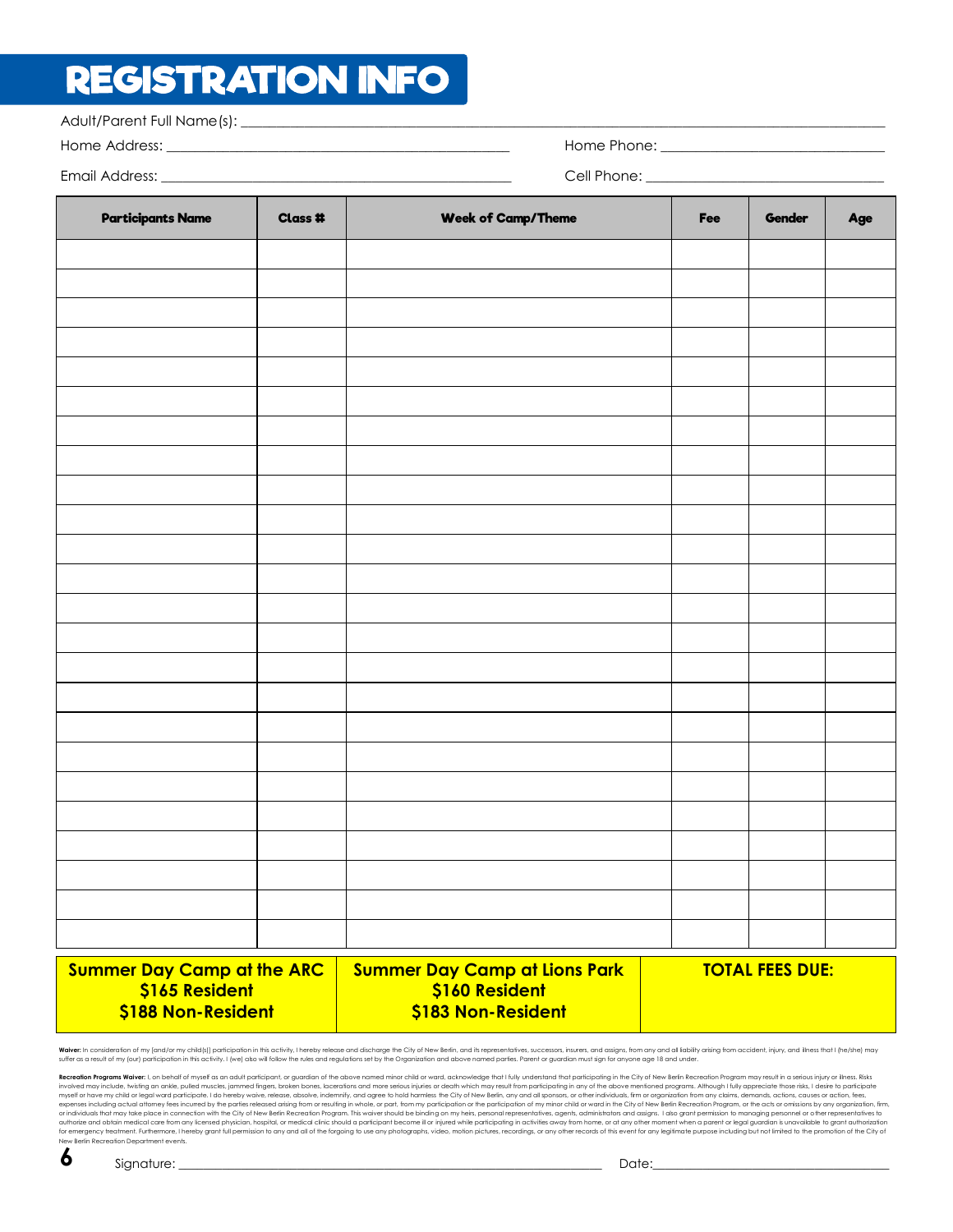# REGISTRATION INFO

Adult/Parent Full Name(s): ______________________________________________

Home Address: ______________________________ Home Phone: ____________________

Email Address: ______________________________ Cell Phone: ____________________

| Participants Name | Class # | Week of Camp/Theme | Fee | Gender | Age |
|---|---|---|---|---|---|
| | | | | | |
| | | | | | |
| | | | | | |
| | | | | | |
| | | | | | |
| | | | | | |
| | | | | | |
| | | | | | |
| | | | | | |
| | | | | | |
| | | | | | |
| | | | | | |
| | | | | | |
| | | | | | |
| | | | | | |
| | | | | | |
| | | | | | |
| | | | | | |
| | | | | | |
| | | | | | |
| | | | | | |
| | | | | | |
| | | | | | |
| | | | | | |

| Summer Day Camp at the ARC<br>$165 Resident<br>$188 Non-Resident | Summer Day Camp at Lions Park<br>$160 Resident<br>$183 Non-Resident | TOTAL FEES DUE: |
|---|---|---|

**Waiver:** In consideration of my (and/or my child(s)) participation in this activity, I hereby release and discharge the City of New Berlin, and its representatives, successors, insurers, and assigns, from any and all liability arising from accident, injury, and illness that I (he/she) may suffer as a result of my (our) participation in this activity. I (we) also will follow the rules and regulations set by the Organization and above named parties. Parent or guardian must sign for anyone age 18 and under.

**Recreation Programs Waiver:** I, on behalf of myself as an adult participant, or guardian of the above named minor child or ward, acknowledge that I fully understand that participating in the City of New Berlin Recreation Program may result in a serious injury or illness. Risks involved may include, twisting an ankle, pulled muscles, jammed fingers, broken bones, lacerations and more serious injuries or death which may result from participating in any of the above mentioned programs. Although I fully appreciate those risks, I desire to participate myself or have my child or legal ward participate. I do hereby waive, release, absolve, indemnify, and agree to hold harmless the City of New Berlin, any and all sponsors, or other individuals, firm or organization from any claims, demands, actions, causes or action, fees, expenses including actual attorney fees incurred by the parties released arising from or resulting in whole, or part, from my participation or the participation of my minor child or ward in the City of New Berlin Recreation Program, or the acts or omissions by any organization, firm, or individuals that may take place in connection with the City of New Berlin Recreation Program. This waiver should be binding on my heirs, personal representatives, agents, administrators and assigns. I also grant permission to managing personnel or other representatives to authorize and obtain medical care from any licensed physician, hospital, or medical clinic should a participant become ill or injured while participating in activities away from home, or at any other moment when a parent or legal guardian is unavailable to grant authorization for emergency treatment. Furthermore, I hereby grant full permission to any and all of the forgoing to use any photographs, video, motion pictures, recordings, or any other records of this event for any legitimate purpose including but not limited to the promotion of the City of New Berlin Recreation Department events.

Signature: ______________________________ Date: ____________________